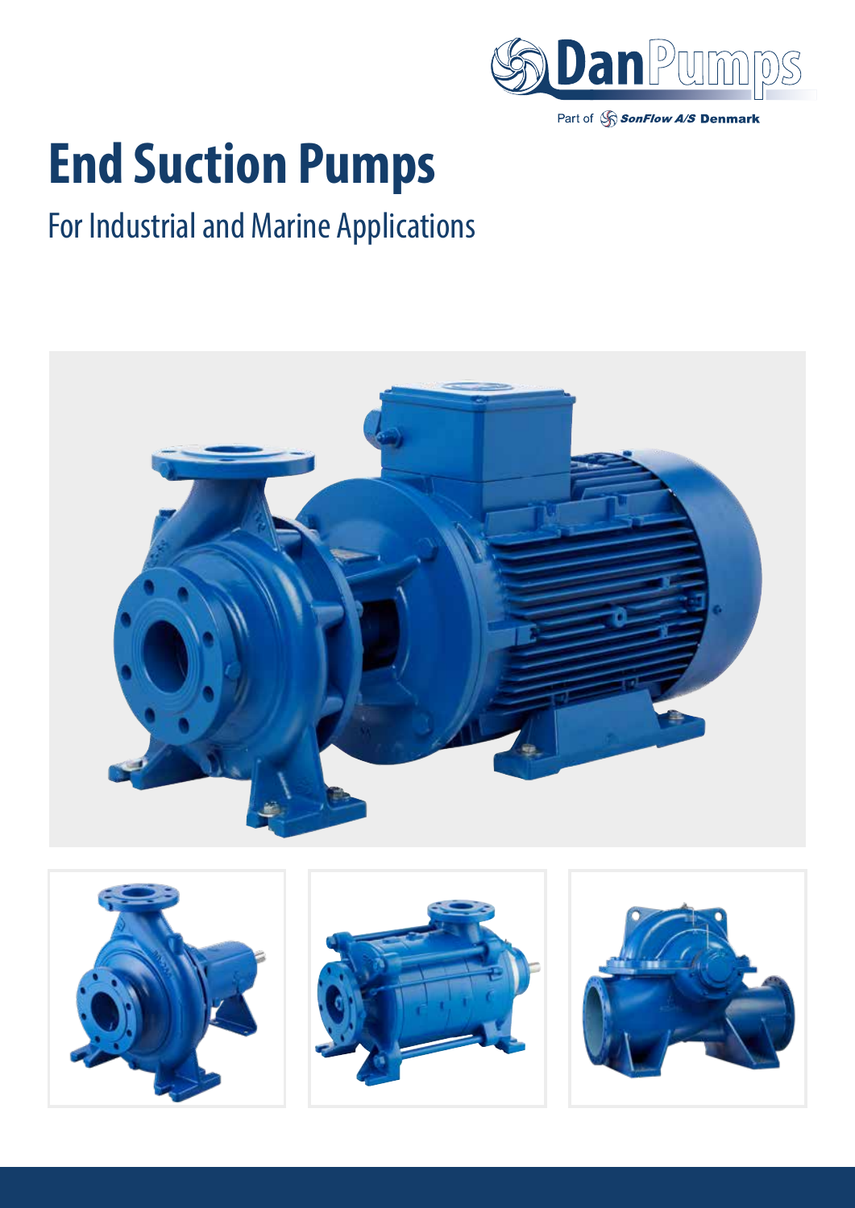DanPumps

Part of SonFlow A/S Denmark

# End Suction Pumps

## For Industrial and Marine Applications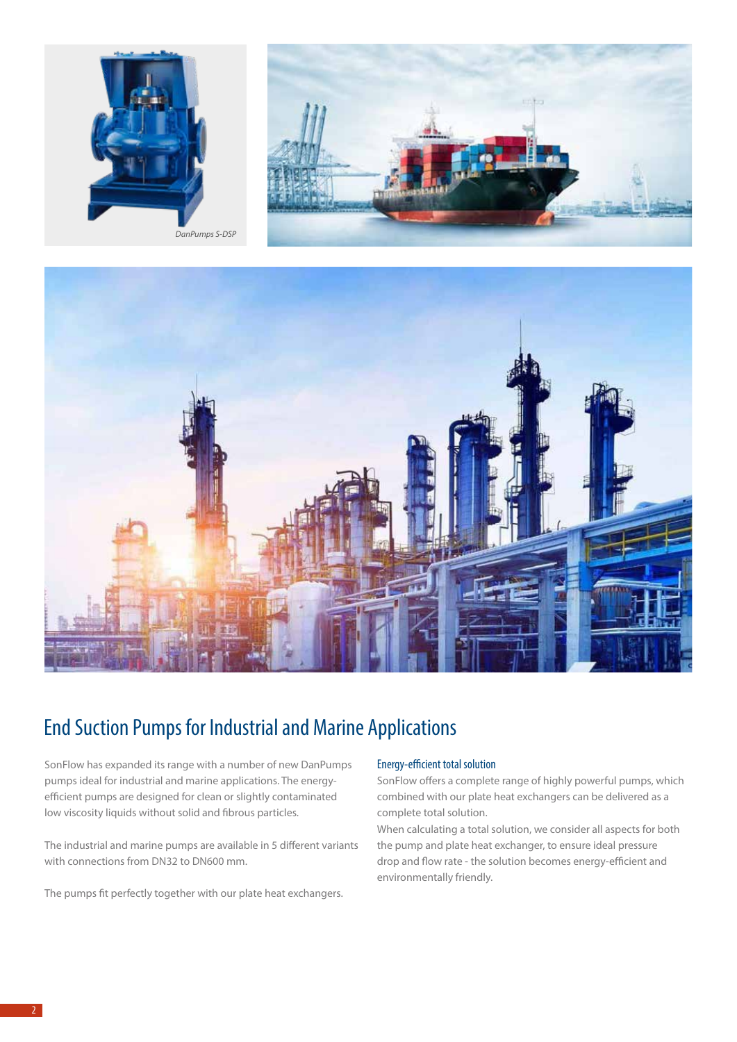DanPumps S-DSP

# End Suction Pumps for Industrial and Marine Applications

SonFlow has expanded its range with a number of new DanPumps pumps ideal for industrial and marine applications. The energy-efficient pumps are designed for clean or slightly contaminated low viscosity liquids without solid and fibrous particles.

The industrial and marine pumps are available in 5 different variants with connections from DN32 to DN600 mm.

The pumps fit perfectly together with our plate heat exchangers.

## Energy-efficient total solution

SonFlow offers a complete range of highly powerful pumps, which combined with our plate heat exchangers can be delivered as a complete total solution.

When calculating a total solution, we consider all aspects for both the pump and plate heat exchanger, to ensure ideal pressure drop and flow rate - the solution becomes energy-efficient and environmentally friendly.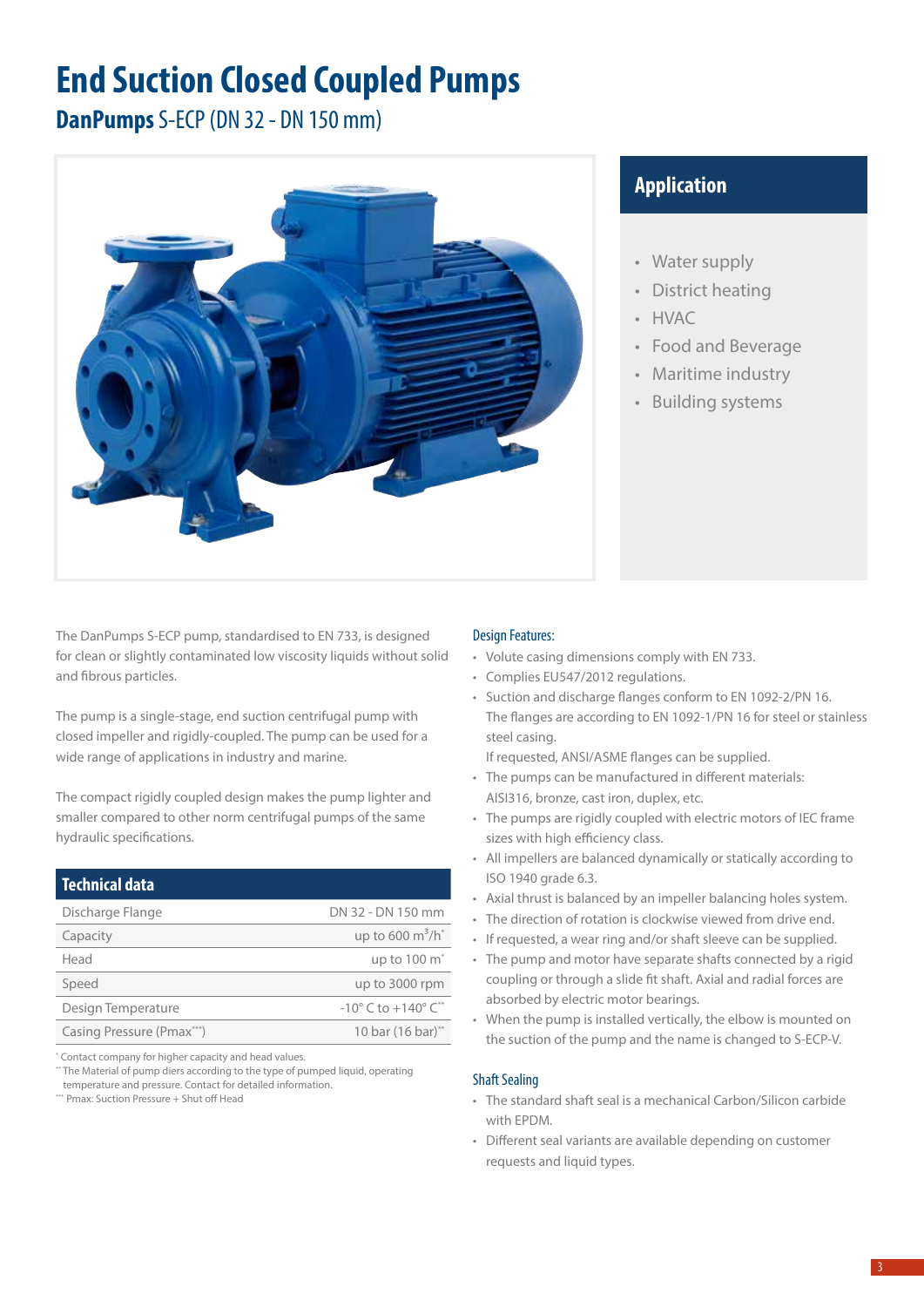# End Suction Closed Coupled Pumps

## **DanPumps** S-ECP (DN 32 - DN 150 mm)

## Application

- Water supply
- District heating
- HVAC
- Food and Beverage
- Maritime industry
- Building systems

The DanPumps S-ECP pump, standardised to EN 733, is designed for clean or slightly contaminated low viscosity liquids without solid and fibrous particles.

The pump is a single-stage, end suction centrifugal pump with closed impeller and rigidly-coupled. The pump can be used for a wide range of applications in industry and marine.

The compact rigidly coupled design makes the pump lighter and smaller compared to other norm centrifugal pumps of the same hydraulic specifications.

### Technical data

| Technical data | |
|---|---|
| Discharge Flange | DN 32 - DN 150 mm |
| Capacity | up to 600 $m^3/h$* |
| Head | up to 100 m* |
| Speed | up to 3000 rpm |
| Design Temperature | -10° C to +140° C** |
| Casing Pressure (Pmax***) | 10 bar (16 bar)** |

\* Contact company for higher capacity and head values.
** The Material of pump diers according to the type of pumped liquid, operating temperature and pressure. Contact for detailed information.
*** Pmax: Suction Pressure + Shut off Head

### Design Features:

- Volute casing dimensions comply with EN 733.
- Complies EU547/2012 regulations.
- Suction and discharge flanges conform to EN 1092-2/PN 16. The flanges are according to EN 1092-1/PN 16 for steel or stainless steel casing.
  If requested, ANSI/ASME flanges can be supplied.
- The pumps can be manufactured in different materials: AISI316, bronze, cast iron, duplex, etc.
- The pumps are rigidly coupled with electric motors of IEC frame sizes with high efficiency class.
- All impellers are balanced dynamically or statically according to ISO 1940 grade 6.3.
- Axial thrust is balanced by an impeller balancing holes system.
- The direction of rotation is clockwise viewed from drive end.
- If requested, a wear ring and/or shaft sleeve can be supplied.
- The pump and motor have separate shafts connected by a rigid coupling or through a slide fit shaft. Axial and radial forces are absorbed by electric motor bearings.
- When the pump is installed vertically, the elbow is mounted on the suction of the pump and the name is changed to S-ECP-V.

### Shaft Sealing

- The standard shaft seal is a mechanical Carbon/Silicon carbide with EPDM.
- Different seal variants are available depending on customer requests and liquid types.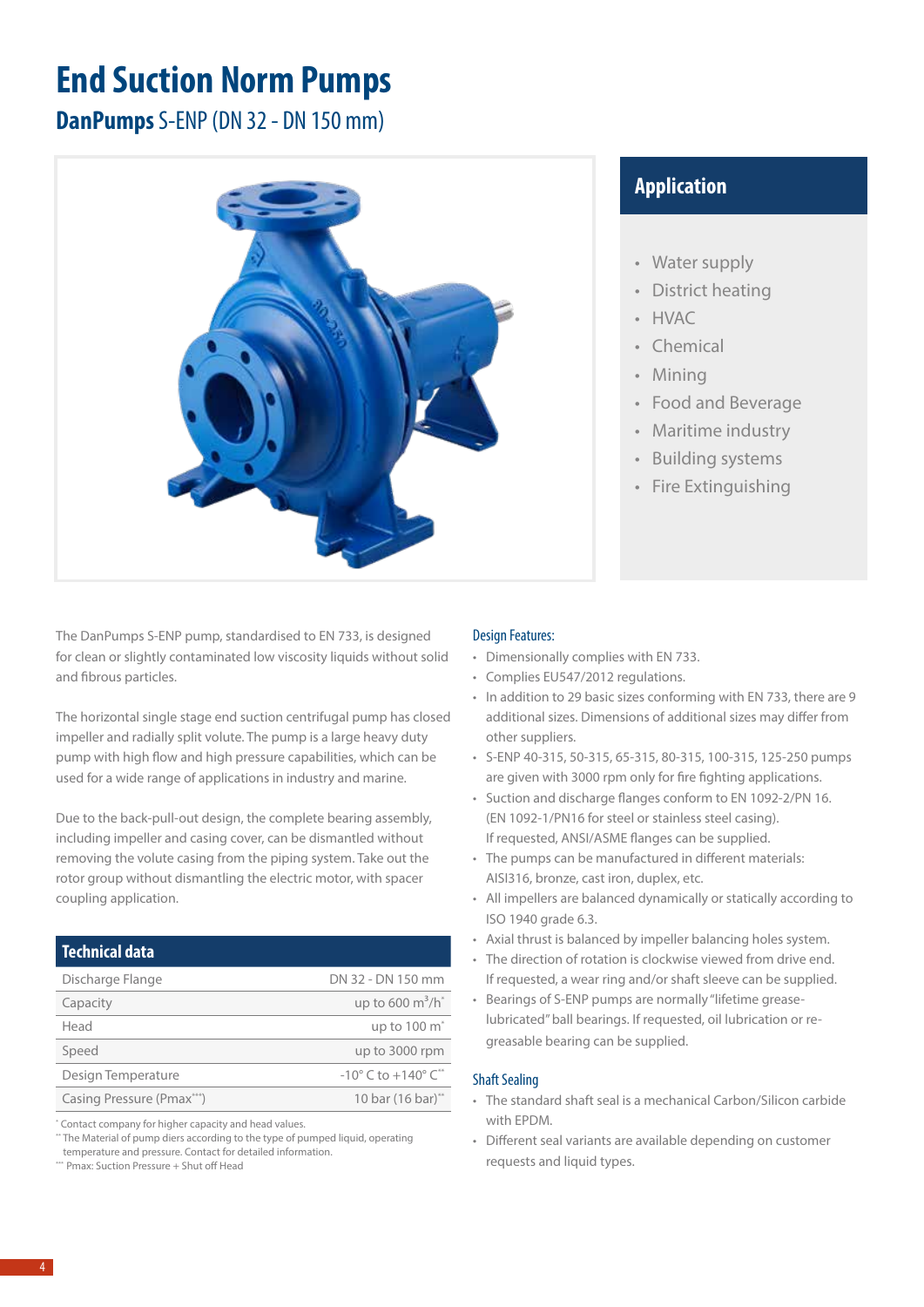# End Suction Norm Pumps

## **DanPumps** S-ENP (DN 32 - DN 150 mm)

## Application

- Water supply
- District heating
- HVAC
- Chemical
- Mining
- Food and Beverage
- Maritime industry
- Building systems
- Fire Extinguishing

The DanPumps S-ENP pump, standardised to EN 733, is designed for clean or slightly contaminated low viscosity liquids without solid and fibrous particles.

The horizontal single stage end suction centrifugal pump has closed impeller and radially split volute. The pump is a large heavy duty pump with high flow and high pressure capabilities, which can be used for a wide range of applications in industry and marine.

Due to the back-pull-out design, the complete bearing assembly, including impeller and casing cover, can be dismantled without removing the volute casing from the piping system. Take out the rotor group without dismantling the electric motor, with spacer coupling application.

### Technical data

| Technical data | |
|---|---|
| Discharge Flange | DN 32 - DN 150 mm |
| Capacity | up to 600 $m^3/h$* |
| Head | up to 100 m* |
| Speed | up to 3000 rpm |
| Design Temperature | -10° C to +140° C** |
| Casing Pressure (Pmax***) | 10 bar (16 bar)** |

\* Contact company for higher capacity and head values.
\*\* The Material of pump diers according to the type of pumped liquid, operating temperature and pressure. Contact for detailed information.
\*\*\* Pmax: Suction Pressure + Shut off Head

### Design Features:

- Dimensionally complies with EN 733.
- Complies EU547/2012 regulations.
- In addition to 29 basic sizes conforming with EN 733, there are 9 additional sizes. Dimensions of additional sizes may differ from other suppliers.
- S-ENP 40-315, 50-315, 65-315, 80-315, 100-315, 125-250 pumps are given with 3000 rpm only for fire fighting applications.
- Suction and discharge flanges conform to EN 1092-2/PN 16. (EN 1092-1/PN16 for steel or stainless steel casing). If requested, ANSI/ASME flanges can be supplied.
- The pumps can be manufactured in different materials: AISI316, bronze, cast iron, duplex, etc.
- All impellers are balanced dynamically or statically according to ISO 1940 grade 6.3.
- Axial thrust is balanced by impeller balancing holes system.
- The direction of rotation is clockwise viewed from drive end. If requested, a wear ring and/or shaft sleeve can be supplied.
- Bearings of S-ENP pumps are normally "lifetime grease-lubricated" ball bearings. If requested, oil lubrication or re-greasable bearing can be supplied.

### Shaft Sealing

- The standard shaft seal is a mechanical Carbon/Silicon carbide with EPDM.
- Different seal variants are available depending on customer requests and liquid types.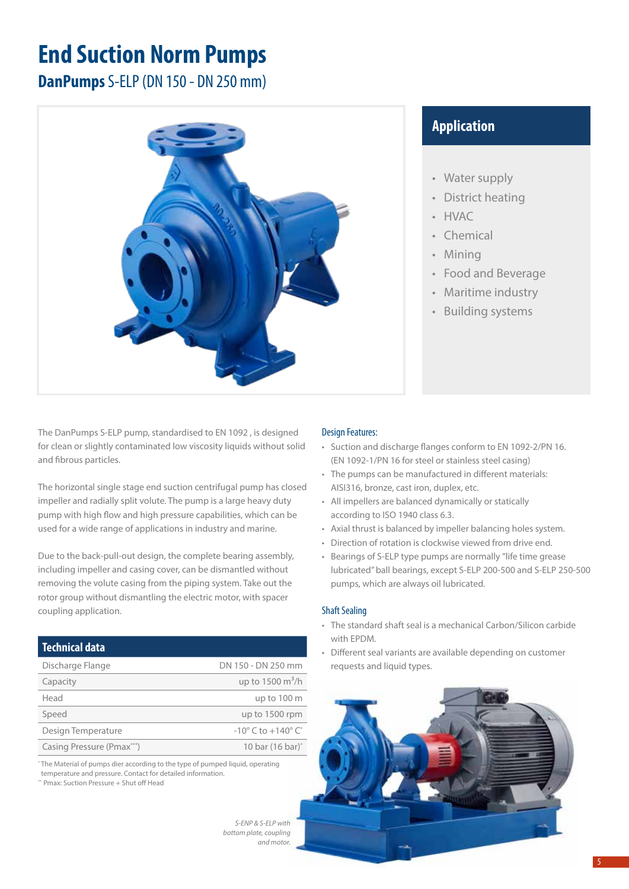# End Suction Norm Pumps

## **DanPumps** S-ELP (DN 150 - DN 250 mm)

## Application

- Water supply
- District heating
- HVAC
- Chemical
- Mining
- Food and Beverage
- Maritime industry
- Building systems

The DanPumps S-ELP pump, standardised to EN 1092 , is designed for clean or slightly contaminated low viscosity liquids without solid and fibrous particles.

The horizontal single stage end suction centrifugal pump has closed impeller and radially split volute. The pump is a large heavy duty pump with high flow and high pressure capabilities, which can be used for a wide range of applications in industry and marine.

Due to the back-pull-out design, the complete bearing assembly, including impeller and casing cover, can be dismantled without removing the volute casing from the piping system. Take out the rotor group without dismantling the electric motor, with spacer coupling application.

### Technical data

| Technical data | |
|---|---|
| Discharge Flange | DN 150 - DN 250 mm |
| Capacity | up to 1500 $m^3/h$ |
| Head | up to 100 m |
| Speed | up to 1500 rpm |
| Design Temperature | -10° C to +140° C* |
| Casing Pressure (Pmax**) | 10 bar (16 bar)* |

* The Material of pumps dier according to the type of pumped liquid, operating temperature and pressure. Contact for detailed information.
** Pmax: Suction Pressure + Shut off Head

### Design Features:

- Suction and discharge flanges conform to EN 1092-2/PN 16. (EN 1092-1/PN 16 for steel or stainless steel casing)
- The pumps can be manufactured in different materials: AISI316, bronze, cast iron, duplex, etc.
- All impellers are balanced dynamically or statically according to ISO 1940 class 6.3.
- Axial thrust is balanced by impeller balancing holes system.
- Direction of rotation is clockwise viewed from drive end.
- Bearings of S-ELP type pumps are normally "life time grease lubricated" ball bearings, except S-ELP 200-500 and S-ELP 250-500 pumps, which are always oil lubricated.

### Shaft Sealing

- The standard shaft seal is a mechanical Carbon/Silicon carbide with EPDM.
- Different seal variants are available depending on customer requests and liquid types.

*S-ENP & S-ELP with bottom plate, coupling and motor.*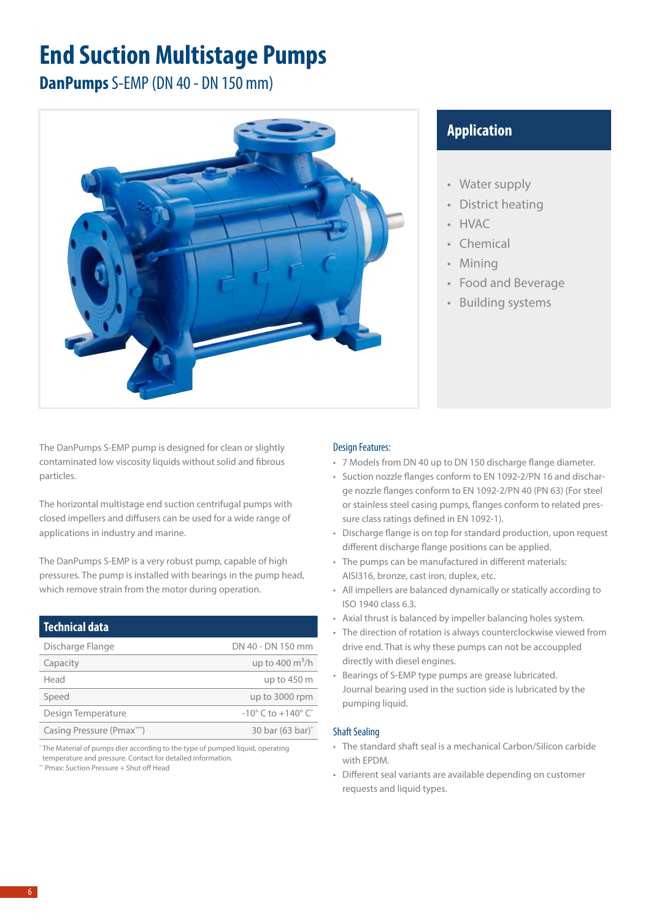# End Suction Multistage Pumps

## **DanPumps** S-EMP (DN 40 - DN 150 mm)

## Application

- Water supply
- District heating
- HVAC
- Chemical
- Mining
- Food and Beverage
- Building systems

The DanPumps S-EMP pump is designed for clean or slightly contaminated low viscosity liquids without solid and fibrous particles.

The horizontal multistage end suction centrifugal pumps with closed impellers and diffusers can be used for a wide range of applications in industry and marine.

The DanPumps S-EMP is a very robust pump, capable of high pressures. The pump is installed with bearings in the pump head, which remove strain from the motor during operation.

| Technical data | |
|---|---|
| Discharge Flange | DN 40 - DN 150 mm |
| Capacity | up to 400 m$^3$/h |
| Head | up to 450 m |
| Speed | up to 3000 rpm |
| Design Temperature | -10° C to +140° C* |
| Casing Pressure (Pmax**) | 30 bar (63 bar)* |

* The Material of pumps dier according to the type of pumped liquid, operating temperature and pressure. Contact for detailed information.
** Pmax: Suction Pressure + Shut off Head

### Design Features:

- 7 Models from DN 40 up to DN 150 discharge flange diameter.
- Suction nozzle flanges conform to EN 1092-2/PN 16 and discharge nozzle flanges conform to EN 1092-2/PN 40 (PN 63) (For steel or stainless steel casing pumps, flanges conform to related pressure class ratings defined in EN 1092-1).
- Discharge flange is on top for standard production, upon request different discharge flange positions can be applied.
- The pumps can be manufactured in different materials: AISI316, bronze, cast iron, duplex, etc.
- All impellers are balanced dynamically or statically according to ISO 1940 class 6.3.
- Axial thrust is balanced by impeller balancing holes system.
- The direction of rotation is always counterclockwise viewed from drive end. That is why these pumps can not be accouppled directly with diesel engines.
- Bearings of S-EMP type pumps are grease lubricated. Journal bearing used in the suction side is lubricated by the pumping liquid.

### Shaft Sealing

- The standard shaft seal is a mechanical Carbon/Silicon carbide with EPDM.
- Different seal variants are available depending on customer requests and liquid types.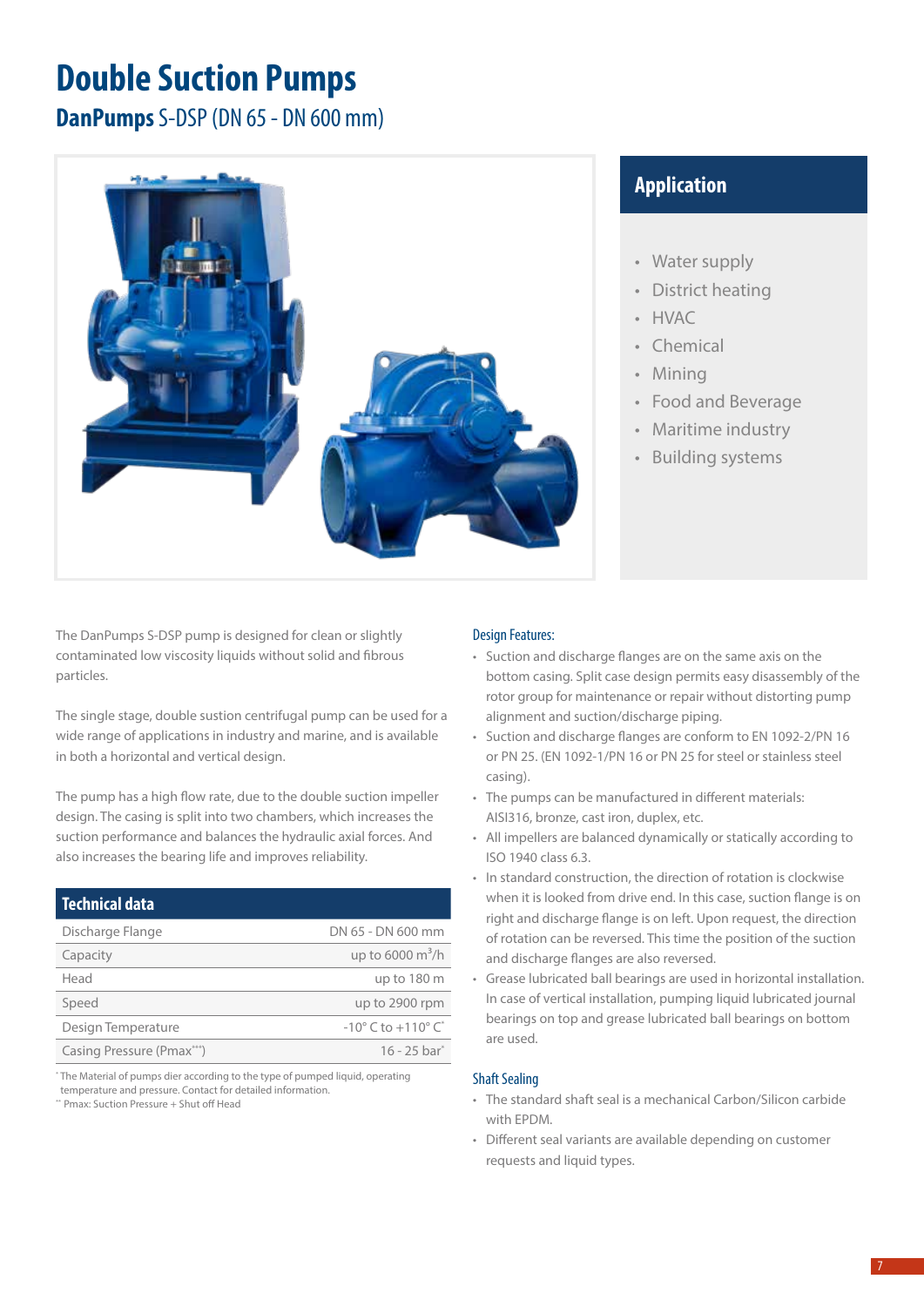# Double Suction Pumps

## **DanPumps** S-DSP (DN 65 - DN 600 mm)

## Application

- Water supply
- District heating
- HVAC
- Chemical
- Mining
- Food and Beverage
- Maritime industry
- Building systems

The DanPumps S-DSP pump is designed for clean or slightly contaminated low viscosity liquids without solid and fibrous particles.

The single stage, double sustion centrifugal pump can be used for a wide range of applications in industry and marine, and is available in both a horizontal and vertical design.

The pump has a high flow rate, due to the double suction impeller design. The casing is split into two chambers, which increases the suction performance and balances the hydraulic axial forces. And also increases the bearing life and improves reliability.

| Technical data | |
|---|---|
| Discharge Flange | DN 65 - DN 600 mm |
| Capacity | up to 6000 $m^3$/h |
| Head | up to 180 m |
| Speed | up to 2900 rpm |
| Design Temperature | -10° C to +110° C* |
| Casing Pressure (Pmax**) | 16 - 25 bar* |

* The Material of pumps dier according to the type of pumped liquid, operating temperature and pressure. Contact for detailed information.
** Pmax: Suction Pressure + Shut off Head

### Design Features:

- Suction and discharge flanges are on the same axis on the bottom casing. Split case design permits easy disassembly of the rotor group for maintenance or repair without distorting pump alignment and suction/discharge piping.
- Suction and discharge flanges are conform to EN 1092-2/PN 16 or PN 25. (EN 1092-1/PN 16 or PN 25 for steel or stainless steel casing).
- The pumps can be manufactured in different materials: AISI316, bronze, cast iron, duplex, etc.
- All impellers are balanced dynamically or statically according to ISO 1940 class 6.3.
- In standard construction, the direction of rotation is clockwise when it is looked from drive end. In this case, suction flange is on right and discharge flange is on left. Upon request, the direction of rotation can be reversed. This time the position of the suction and discharge flanges are also reversed.
- Grease lubricated ball bearings are used in horizontal installation. In case of vertical installation, pumping liquid lubricated journal bearings on top and grease lubricated ball bearings on bottom are used.

### Shaft Sealing

- The standard shaft seal is a mechanical Carbon/Silicon carbide with EPDM.
- Different seal variants are available depending on customer requests and liquid types.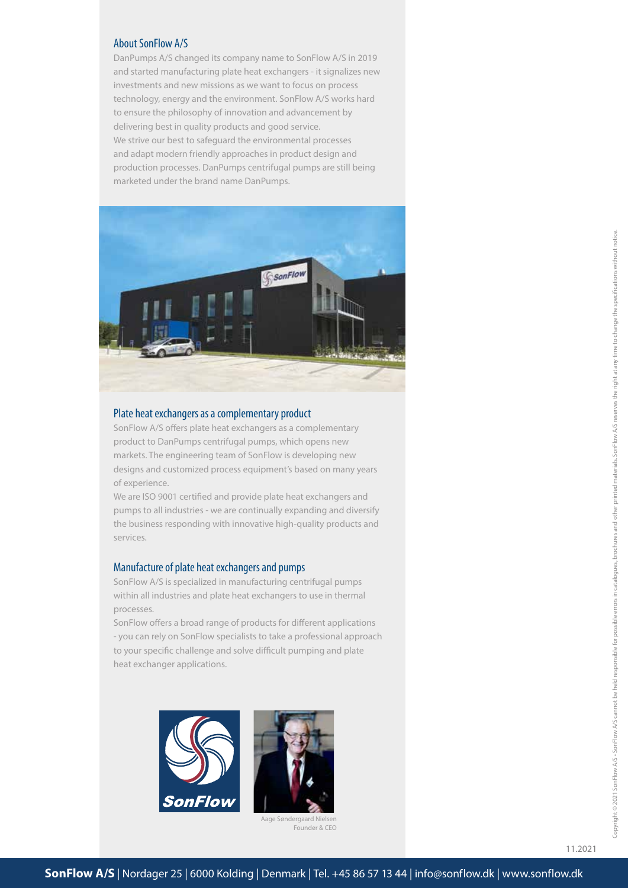## About SonFlow A/S

DanPumps A/S changed its company name to SonFlow A/S in 2019 and started manufacturing plate heat exchangers - it signalizes new investments and new missions as we want to focus on process technology, energy and the environment. SonFlow A/S works hard to ensure the philosophy of innovation and advancement by delivering best in quality products and good service.
We strive our best to safeguard the environmental processes and adapt modern friendly approaches in product design and production processes. DanPumps centrifugal pumps are still being marketed under the brand name DanPumps.

## Plate heat exchangers as a complementary product

SonFlow A/S offers plate heat exchangers as a complementary product to DanPumps centrifugal pumps, which opens new markets. The engineering team of SonFlow is developing new designs and customized process equipment's based on many years of experience.
We are ISO 9001 certified and provide plate heat exchangers and pumps to all industries - we are continually expanding and diversify the business responding with innovative high-quality products and services.

## Manufacture of plate heat exchangers and pumps

SonFlow A/S is specialized in manufacturing centrifugal pumps within all industries and plate heat exchangers to use in thermal processes.
SonFlow offers a broad range of products for different applications - you can rely on SonFlow specialists to take a professional approach to your specific challenge and solve difficult pumping and plate heat exchanger applications.

SonFlow

Aage Søndergaard Nielsen
Founder & CEO

Copyright © 2021 SonFlow A/S • SonFlow A/S cannot be held responsible for possible errors in catalogues, brochures and other printed materials. SonFlow A/S reserves the right at any time to change the specifications without notice.

11.2021

**SonFlow A/S** | Nordager 25 | 6000 Kolding | Denmark | Tel. +45 86 57 13 44 | info@sonflow.dk | www.sonflow.dk